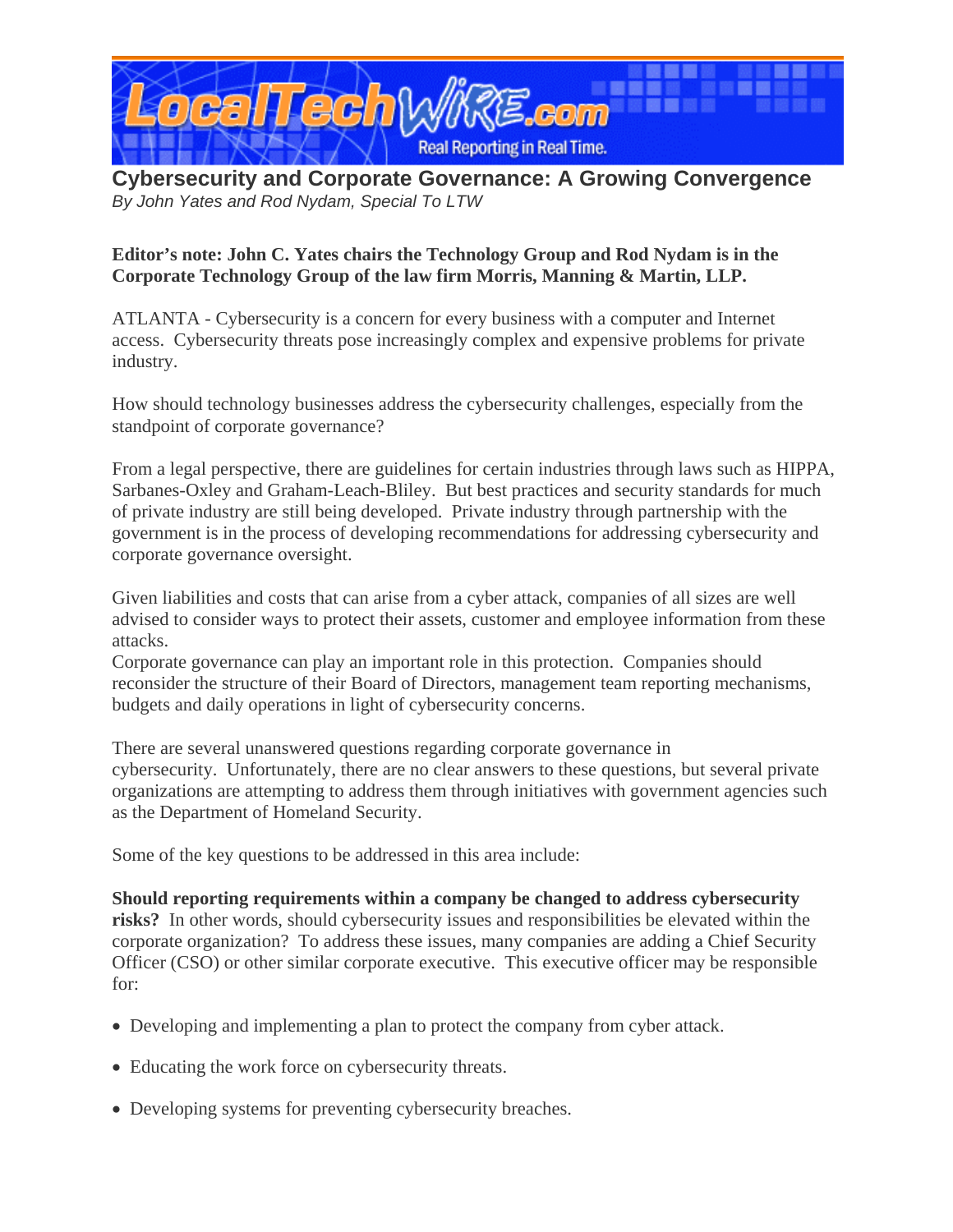# Cybersecurity and Corporate Governance: A Growing Convergence

*By John Yates and Rod Nydam, Special To LTW*

**Editor's note: John C. Yates chairs the Technology Group and Rod Nydam is in the Corporate Technology Group of the law firm Morris, Manning & Martin, LLP.**

ATLANTA - Cybersecurity is a concern for every business with a computer and Internet access. Cybersecurity threats pose increasingly complex and expensive problems for private industry.

How should technology businesses address the cybersecurity challenges, especially from the standpoint of corporate governance?

From a legal perspective, there are guidelines for certain industries through laws such as HIPPA, Sarbanes-Oxley and Graham-Leach-Bliley. But best practices and security standards for much of private industry are still being developed. Private industry through partnership with the government is in the process of developing recommendations for addressing cybersecurity and corporate governance oversight.

Given liabilities and costs that can arise from a cyber attack, companies of all sizes are well advised to consider ways to protect their assets, customer and employee information from these attacks.

Corporate governance can play an important role in this protection. Companies should reconsider the structure of their Board of Directors, management team reporting mechanisms, budgets and daily operations in light of cybersecurity concerns.

There are several unanswered questions regarding corporate governance in cybersecurity. Unfortunately, there are no clear answers to these questions, but several private organizations are attempting to address them through initiatives with government agencies such as the Department of Homeland Security.

Some of the key questions to be addressed in this area include:

**Should reporting requirements within a company be changed to address cybersecurity risks?** In other words, should cybersecurity issues and responsibilities be elevated within the corporate organization? To address these issues, many companies are adding a Chief Security Officer (CSO) or other similar corporate executive. This executive officer may be responsible for:

- Developing and implementing a plan to protect the company from cyber attack.
- Educating the work force on cybersecurity threats.
- Developing systems for preventing cybersecurity breaches.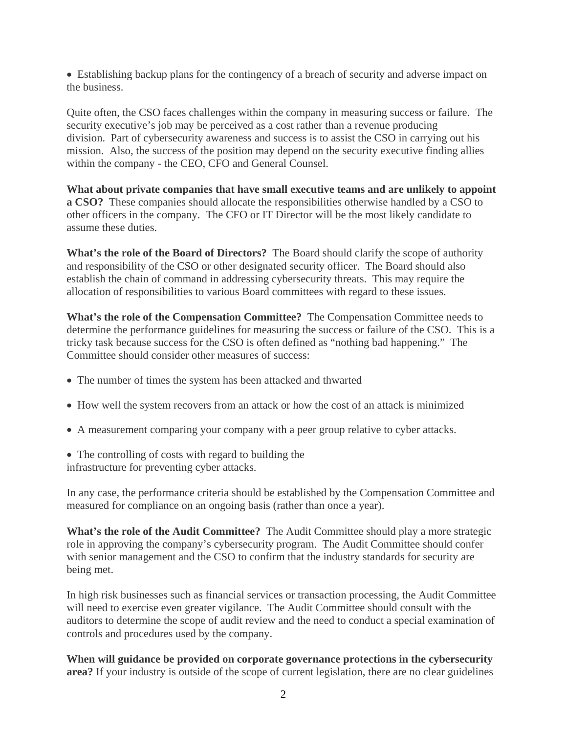- Establishing backup plans for the contingency of a breach of security and adverse impact on the business.

Quite often, the CSO faces challenges within the company in measuring success or failure. The security executive's job may be perceived as a cost rather than a revenue producing division. Part of cybersecurity awareness and success is to assist the CSO in carrying out his mission. Also, the success of the position may depend on the security executive finding allies within the company - the CEO, CFO and General Counsel.

**What about private companies that have small executive teams and are unlikely to appoint a CSO?** These companies should allocate the responsibilities otherwise handled by a CSO to other officers in the company. The CFO or IT Director will be the most likely candidate to assume these duties.

**What's the role of the Board of Directors?** The Board should clarify the scope of authority and responsibility of the CSO or other designated security officer. The Board should also establish the chain of command in addressing cybersecurity threats. This may require the allocation of responsibilities to various Board committees with regard to these issues.

**What's the role of the Compensation Committee?** The Compensation Committee needs to determine the performance guidelines for measuring the success or failure of the CSO. This is a tricky task because success for the CSO is often defined as "nothing bad happening." The Committee should consider other measures of success:

- The number of times the system has been attacked and thwarted
- How well the system recovers from an attack or how the cost of an attack is minimized
- A measurement comparing your company with a peer group relative to cyber attacks.
- The controlling of costs with regard to building the infrastructure for preventing cyber attacks.

In any case, the performance criteria should be established by the Compensation Committee and measured for compliance on an ongoing basis (rather than once a year).

**What's the role of the Audit Committee?** The Audit Committee should play a more strategic role in approving the company's cybersecurity program. The Audit Committee should confer with senior management and the CSO to confirm that the industry standards for security are being met.

In high risk businesses such as financial services or transaction processing, the Audit Committee will need to exercise even greater vigilance. The Audit Committee should consult with the auditors to determine the scope of audit review and the need to conduct a special examination of controls and procedures used by the company.

**When will guidance be provided on corporate governance protections in the cybersecurity area?** If your industry is outside of the scope of current legislation, there are no clear guidelines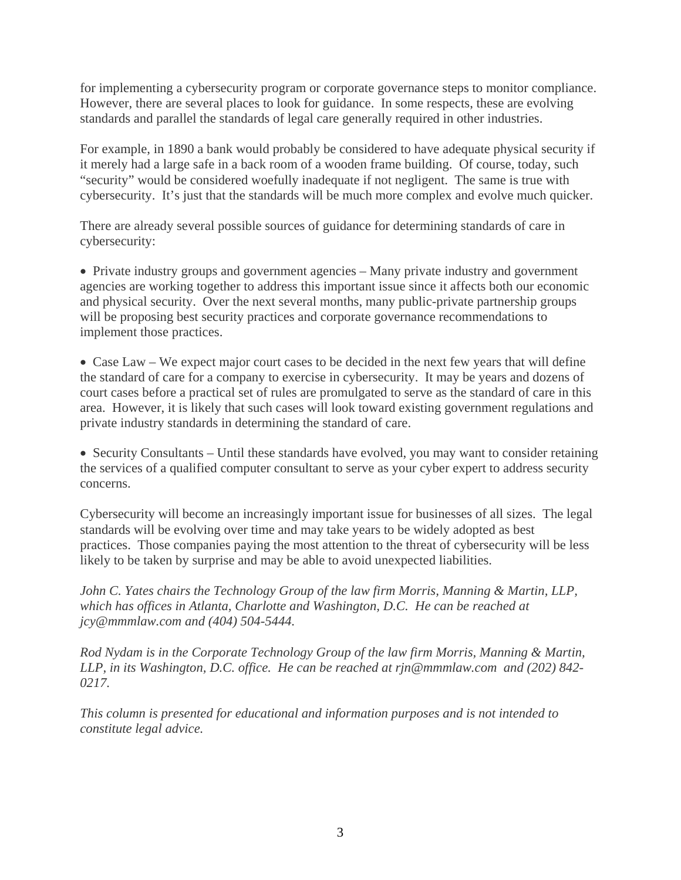for implementing a cybersecurity program or corporate governance steps to monitor compliance. However, there are several places to look for guidance. In some respects, these are evolving standards and parallel the standards of legal care generally required in other industries.

For example, in 1890 a bank would probably be considered to have adequate physical security if it merely had a large safe in a back room of a wooden frame building. Of course, today, such "security" would be considered woefully inadequate if not negligent. The same is true with cybersecurity. It's just that the standards will be much more complex and evolve much quicker.

There are already several possible sources of guidance for determining standards of care in cybersecurity:

- Private industry groups and government agencies – Many private industry and government agencies are working together to address this important issue since it affects both our economic and physical security. Over the next several months, many public-private partnership groups will be proposing best security practices and corporate governance recommendations to implement those practices.

- Case Law – We expect major court cases to be decided in the next few years that will define the standard of care for a company to exercise in cybersecurity. It may be years and dozens of court cases before a practical set of rules are promulgated to serve as the standard of care in this area. However, it is likely that such cases will look toward existing government regulations and private industry standards in determining the standard of care.

- Security Consultants – Until these standards have evolved, you may want to consider retaining the services of a qualified computer consultant to serve as your cyber expert to address security concerns.

Cybersecurity will become an increasingly important issue for businesses of all sizes. The legal standards will be evolving over time and may take years to be widely adopted as best practices. Those companies paying the most attention to the threat of cybersecurity will be less likely to be taken by surprise and may be able to avoid unexpected liabilities.

*John C. Yates chairs the Technology Group of the law firm Morris, Manning & Martin, LLP, which has offices in Atlanta, Charlotte and Washington, D.C. He can be reached at jcy@mmmlaw.com and (404) 504-5444.*

*Rod Nydam is in the Corporate Technology Group of the law firm Morris, Manning & Martin, LLP, in its Washington, D.C. office. He can be reached at rjn@mmmlaw.com and (202) 842-0217.*

*This column is presented for educational and information purposes and is not intended to constitute legal advice.*